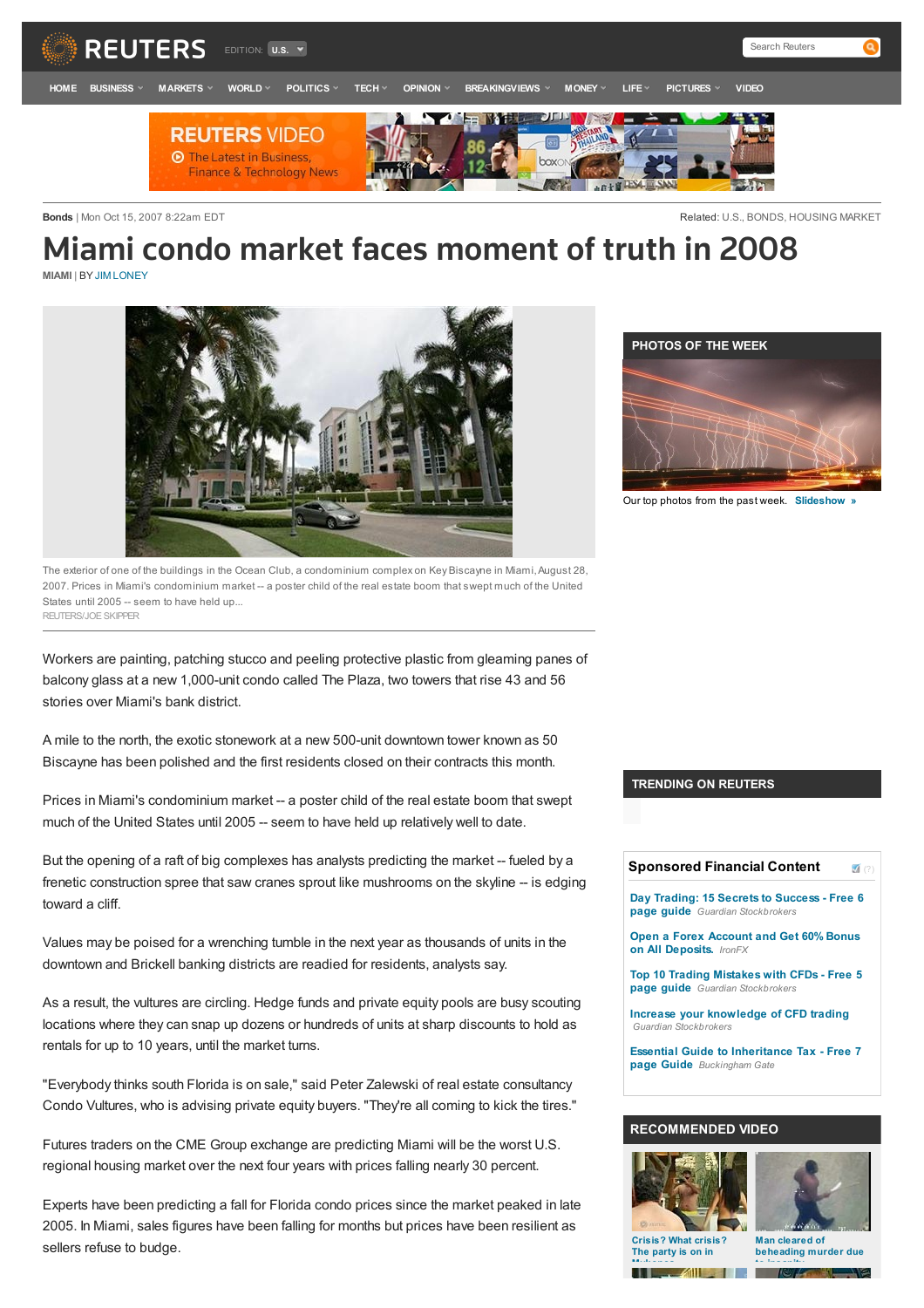Bonds | Mon Oct 15, 2007 8:22am EDT

Related: U.S., BONDS, HOUSING MARKET

# Miami condo market faces moment of truth in 2008

MIAMI | BY JIM LONEY

The exterior of one of the buildings in the Ocean Club, a condominium complex on Key Biscayne in Miami, August 28, 2007. Prices in Miami's condominium market -- a poster child of the real estate boom that swept much of the United States until 2005 -- seem to have held up...

REUTERS/JOE SKIPPER

Workers are painting, patching stucco and peeling protective plastic from gleaming panes of balcony glass at a new 1,000-unit condo called The Plaza, two towers that rise 43 and 56 stories over Miami's bank district.

A mile to the north, the exotic stonework at a new 500-unit downtown tower known as 50 Biscayne has been polished and the first residents closed on their contracts this month.

Prices in Miami's condominium market -- a poster child of the real estate boom that swept much of the United States until 2005 -- seem to have held up relatively well to date.

But the opening of a raft of big complexes has analysts predicting the market -- fueled by a frenetic construction spree that saw cranes sprout like mushrooms on the skyline -- is edging toward a cliff.

Values may be poised for a wrenching tumble in the next year as thousands of units in the downtown and Brickell banking districts are readied for residents, analysts say.

As a result, the vultures are circling. Hedge funds and private equity pools are busy scouting locations where they can snap up dozens or hundreds of units at sharp discounts to hold as rentals for up to 10 years, until the market turns.

"Everybody thinks south Florida is on sale," said Peter Zalewski of real estate consultancy Condo Vultures, who is advising private equity buyers. "They're all coming to kick the tires."

Futures traders on the CME Group exchange are predicting Miami will be the worst U.S. regional housing market over the next four years with prices falling nearly 30 percent.

Experts have been predicting a fall for Florida condo prices since the market peaked in late 2005. In Miami, sales figures have been falling for months but prices have been resilient as sellers refuse to budge.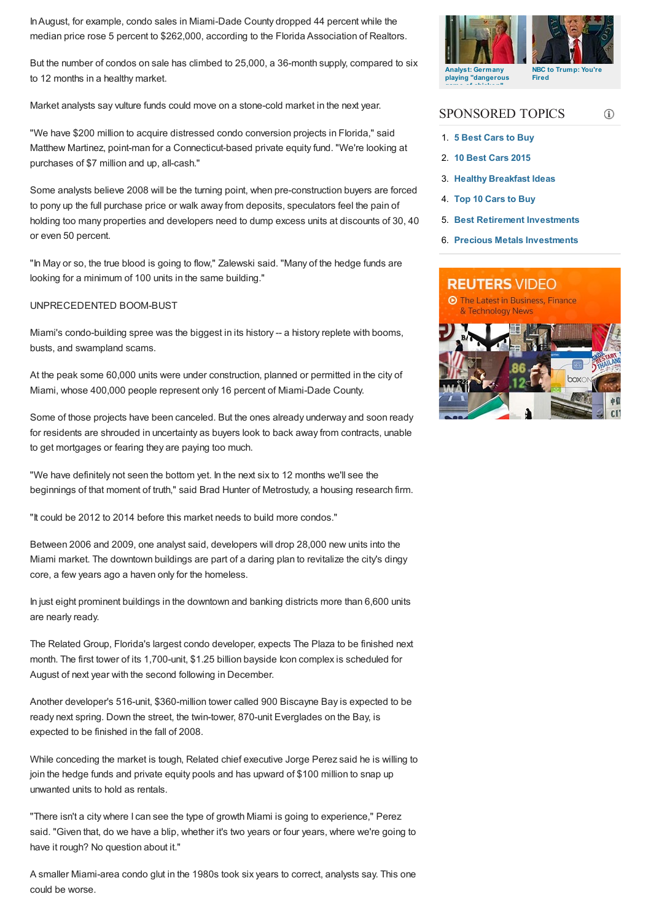In August, for example, condo sales in Miami-Dade County dropped 44 percent while the median price rose 5 percent to $262,000, according to the Florida Association of Realtors.

But the number of condos on sale has climbed to 25,000, a 36-month supply, compared to six to 12 months in a healthy market.

Market analysts say vulture funds could move on a stone-cold market in the next year.

"We have $200 million to acquire distressed condo conversion projects in Florida," said Matthew Martinez, point-man for a Connecticut-based private equity fund. "We're looking at purchases of $7 million and up, all-cash."

Some analysts believe 2008 will be the turning point, when pre-construction buyers are forced to pony up the full purchase price or walk away from deposits, speculators feel the pain of holding too many properties and developers need to dump excess units at discounts of 30, 40 or even 50 percent.

"In May or so, the true blood is going to flow," Zalewski said. "Many of the hedge funds are looking for a minimum of 100 units in the same building."

UNPRECEDENTED BOOM-BUST

Miami's condo-building spree was the biggest in its history -- a history replete with booms, busts, and swampland scams.

At the peak some 60,000 units were under construction, planned or permitted in the city of Miami, whose 400,000 people represent only 16 percent of Miami-Dade County.

Some of those projects have been canceled. But the ones already underway and soon ready for residents are shrouded in uncertainty as buyers look to back away from contracts, unable to get mortgages or fearing they are paying too much.

"We have definitely not seen the bottom yet. In the next six to 12 months we'll see the beginnings of that moment of truth," said Brad Hunter of Metrostudy, a housing research firm.

"It could be 2012 to 2014 before this market needs to build more condos."

Between 2006 and 2009, one analyst said, developers will drop 28,000 new units into the Miami market. The downtown buildings are part of a daring plan to revitalize the city's dingy core, a few years ago a haven only for the homeless.

In just eight prominent buildings in the downtown and banking districts more than 6,600 units are nearly ready.

The Related Group, Florida's largest condo developer, expects The Plaza to be finished next month. The first tower of its 1,700-unit, $1.25 billion bayside Icon complex is scheduled for August of next year with the second following in December.

Another developer's 516-unit, $360-million tower called 900 Biscayne Bay is expected to be ready next spring. Down the street, the twin-tower, 870-unit Everglades on the Bay, is expected to be finished in the fall of 2008.

While conceding the market is tough, Related chief executive Jorge Perez said he is willing to join the hedge funds and private equity pools and has upward of $100 million to snap up unwanted units to hold as rentals.

"There isn't a city where I can see the type of growth Miami is going to experience," Perez said. "Given that, do we have a blip, whether it's two years or four years, where we're going to have it rough? No question about it."

A smaller Miami-area condo glut in the 1980s took six years to correct, analysts say. This one could be worse.

Analyst: Germany playing "dangerous game of chicken"

NBC to Trump: You're Fired

SPONSORED TOPICS

1. 5 Best Cars to Buy
2. 10 Best Cars 2015
3. Healthy Breakfast Ideas
4. Top 10 Cars to Buy
5. Best Retirement Investments
6. Precious Metals Investments

REUTERS VIDEO
The Latest in Business, Finance & Technology News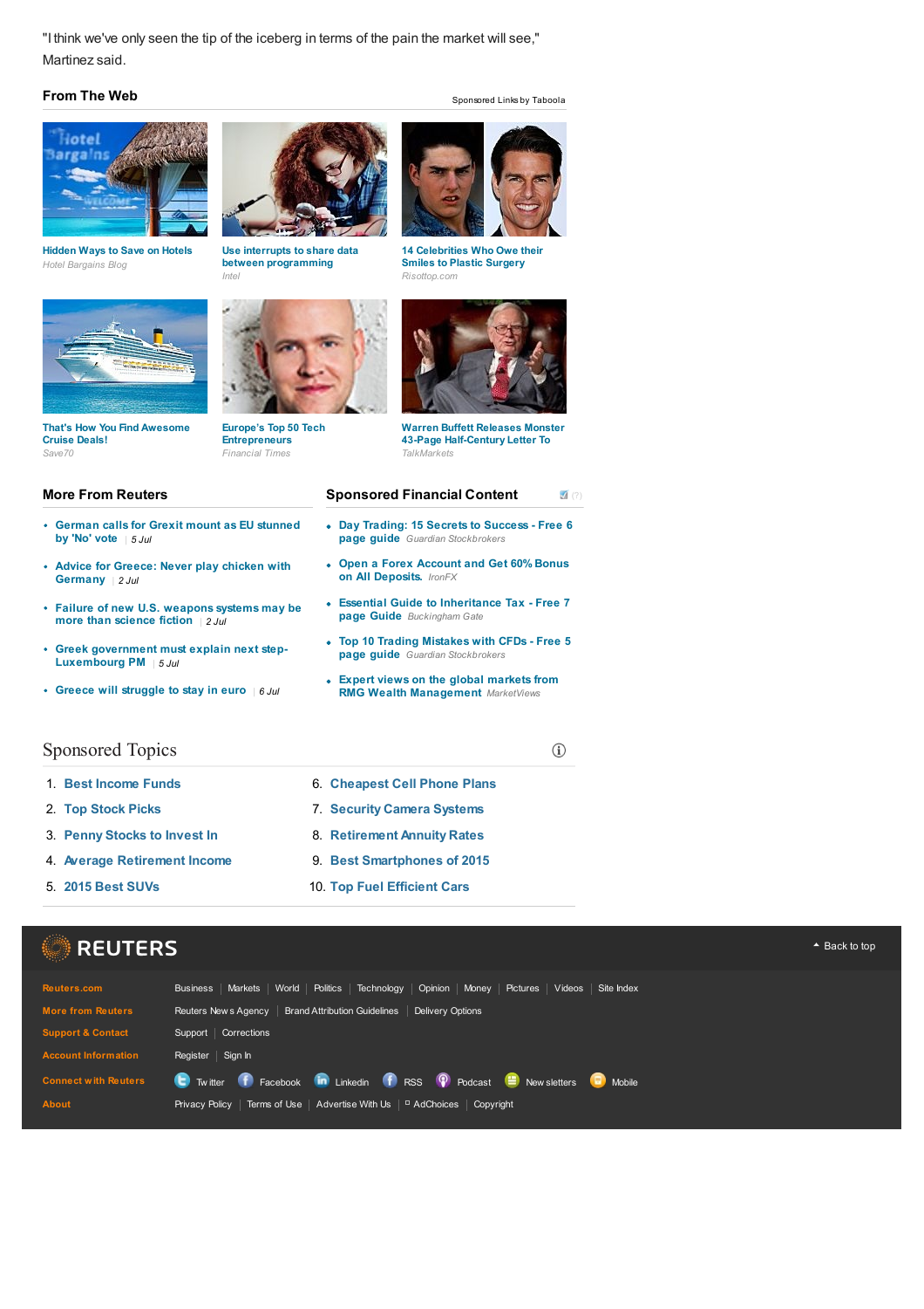"I think we've only seen the tip of the iceberg in terms of the pain the market will see," Martinez said.

## From The Web

Sponsored Links by Taboola

Hidden Ways to Save on Hotels
*Hotel Bargains Blog*

Use interrupts to share data between programming
*Intel*

14 Celebrities Who Owe their Smiles to Plastic Surgery
*Risottop.com*

That's How You Find Awesome Cruise Deals!
*Save70*

Europe's Top 50 Tech Entrepreneurs
*Financial Times*

Warren Buffett Releases Monster 43-Page Half-Century Letter To
*TalkMarkets*

## More From Reuters

- German calls for Grexit mount as EU stunned by 'No' vote | 5 Jul
- Advice for Greece: Never play chicken with Germany | 2 Jul
- Failure of new U.S. weapons systems may be more than science fiction | 2 Jul
- Greek government must explain next step-Luxembourg PM | 5 Jul
- Greece will struggle to stay in euro | 6 Jul

## Sponsored Financial Content

- Day Trading: 15 Secrets to Success - Free 6 page guide *Guardian Stockbrokers*
- Open a Forex Account and Get 60% Bonus on All Deposits. *IronFX*
- Essential Guide to Inheritance Tax - Free 7 page Guide *Buckingham Gate*
- Top 10 Trading Mistakes with CFDs - Free 5 page guide *Guardian Stockbrokers*
- Expert views on the global markets from RMG Wealth Management *MarketViews*

## Sponsored Topics

1. Best Income Funds
2. Top Stock Picks
3. Penny Stocks to Invest In
4. Average Retirement Income
5. 2015 Best SUVs
6. Cheapest Cell Phone Plans
7. Security Camera Systems
8. Retirement Annuity Rates
9. Best Smartphones of 2015
10. Top Fuel Efficient Cars

REUTERS

Back to top

**Reuters.com**: Business | Markets | World | Politics | Technology | Opinion | Money | Pictures | Videos | Site Index

**More from Reuters**: Reuters News Agency | Brand Attribution Guidelines | Delivery Options

**Support & Contact**: Support | Corrections

**Account Information**: Register | Sign In

**Connect with Reuters**: Twitter Facebook Linkedin RSS Podcast Newsletters Mobile

**About**: Privacy Policy | Terms of Use | Advertise With Us | AdChoices | Copyright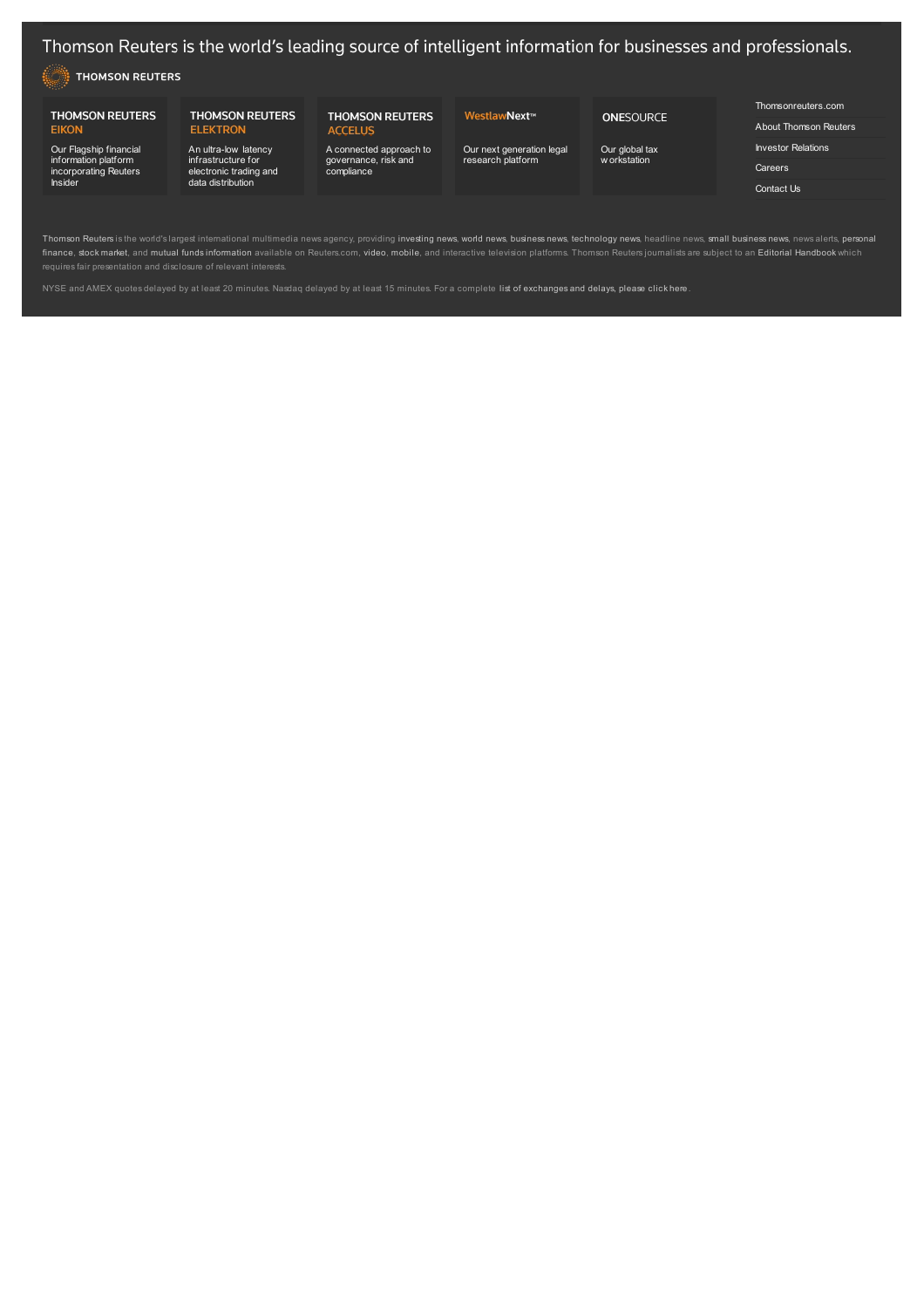Thomson Reuters is the world's leading source of intelligent information for businesses and professionals.

THOMSON REUTERS

**THOMSON REUTERS EIKON**
Our Flagship financial information platform incorporating Reuters Insider

**THOMSON REUTERS ELEKTRON**
An ultra-low latency infrastructure for electronic trading and data distribution

**THOMSON REUTERS ACCELUS**
A connected approach to governance, risk and compliance

**WestlawNext™**
Our next generation legal research platform

**ONESOURCE**
Our global tax workstation

- Thomsonreuters.com
- About Thomson Reuters
- Investor Relations
- Careers
- Contact Us

Thomson Reuters is the world's largest international multimedia news agency, providing investing news, world news, business news, technology news, headline news, small business news, news alerts, personal finance, stock market, and mutual funds information available on Reuters.com, video, mobile, and interactive television platforms. Thomson Reuters journalists are subject to an Editorial Handbook which requires fair presentation and disclosure of relevant interests.

NYSE and AMEX quotes delayed by at least 20 minutes. Nasdaq delayed by at least 15 minutes. For a complete list of exchanges and delays, please click here.